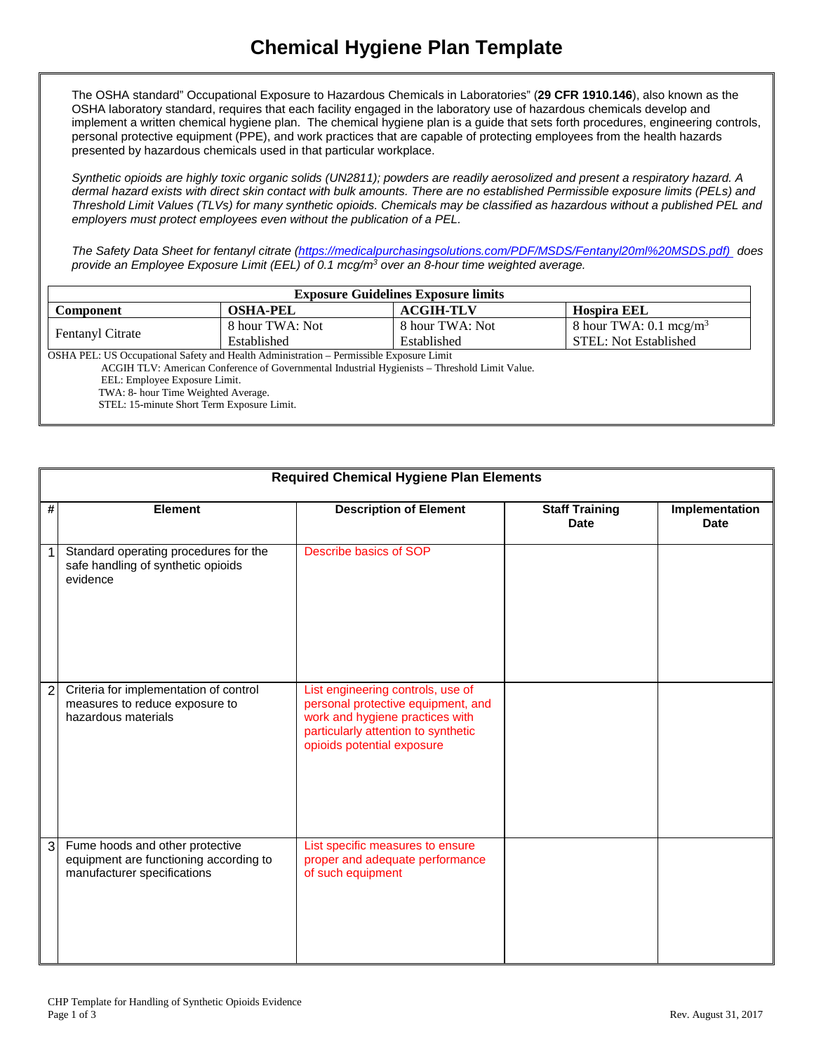# Chemical Hygiene Plan Template

The OSHA standard" Occupational Exposure to Hazardous Chemicals in Laboratories" (**29 CFR 1910.146**), also known as the OSHA laboratory standard, requires that each facility engaged in the laboratory use of hazardous chemicals develop and implement a written chemical hygiene plan. The chemical hygiene plan is a guide that sets forth procedures, engineering controls, personal protective equipment (PPE), and work practices that are capable of protecting employees from the health hazards presented by hazardous chemicals used in that particular workplace.

*Synthetic opioids are highly toxic organic solids (UN2811); powders are readily aerosolized and present a respiratory hazard. A dermal hazard exists with direct skin contact with bulk amounts. There are no established Permissible exposure limits (PELs) and Threshold Limit Values (TLVs) for many synthetic opioids. Chemicals may be classified as hazardous without a published PEL and employers must protect employees even without the publication of a PEL.*

*The Safety Data Sheet for fentanyl citrate ([https://medicalpurchasingsolutions.com/PDF/MSDS/Fentanyl20ml%20MSDS.pdf](https://medicalpurchasingsolutions.com/PDF/MSDS/Fentanyl20ml%20MSDS.pdf)) does provide an Employee Exposure Limit (EEL) of 0.1 mcg/m$^3$ over an 8-hour time weighted average.*

| **Exposure Guidelines Exposure limits** | | | |
|---|---|---|---|
| **Component** | **OSHA-PEL** | **ACGIH-TLV** | **Hospira EEL** |
| Fentanyl Citrate | 8 hour TWA: Not Established | 8 hour TWA: Not Established | 8 hour TWA: 0.1 mcg/m$^3$<br>STEL: Not Established |

OSHA PEL: US Occupational Safety and Health Administration – Permissible Exposure Limit
ACGIH TLV: American Conference of Governmental Industrial Hygienists – Threshold Limit Value.
EEL: Employee Exposure Limit.
TWA: 8- hour Time Weighted Average.
STEL: 15-minute Short Term Exposure Limit.

| Required Chemical Hygiene Plan Elements | | | | |
|---|---|---|---|---|
| **#** | **Element** | **Description of Element** | **Staff Training Date** | **Implementation Date** |
| 1 | Standard operating procedures for the safe handling of synthetic opioids evidence | Describe basics of SOP | | |
| 2 | Criteria for implementation of control measures to reduce exposure to hazardous materials | List engineering controls, use of personal protective equipment, and work and hygiene practices with particularly attention to synthetic opioids potential exposure | | |
| 3 | Fume hoods and other protective equipment are functioning according to manufacturer specifications | List specific measures to ensure proper and adequate performance of such equipment | | |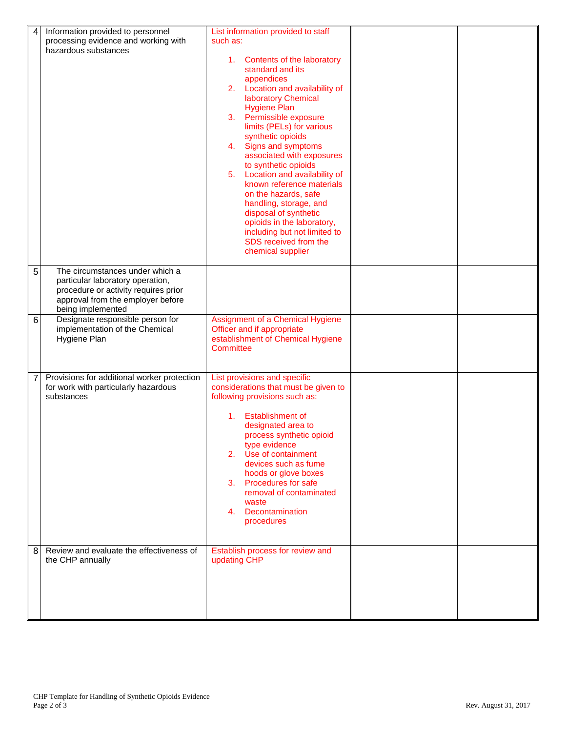| | | | | |
|---|---|---|---|---|
| 4 | Information provided to personnel processing evidence and working with hazardous substances | List information provided to staff such as:<br><br>1. Contents of the laboratory standard and its appendices<br>2. Location and availability of laboratory Chemical Hygiene Plan<br>3. Permissible exposure limits (PELs) for various synthetic opioids<br>4. Signs and symptoms associated with exposures to synthetic opioids<br>5. Location and availability of known reference materials on the hazards, safe handling, storage, and disposal of synthetic opioids in the laboratory, including but not limited to SDS received from the chemical supplier | | |
| 5 | The circumstances under which a particular laboratory operation, procedure or activity requires prior approval from the employer before being implemented | | | |
| 6 | Designate responsible person for implementation of the Chemical Hygiene Plan | Assignment of a Chemical Hygiene Officer and if appropriate establishment of Chemical Hygiene Committee | | |
| 7 | Provisions for additional worker protection for work with particularly hazardous substances | List provisions and specific considerations that must be given to following provisions such as:<br><br>1. Establishment of designated area to process synthetic opioid type evidence<br>2. Use of containment devices such as fume hoods or glove boxes<br>3. Procedures for safe removal of contaminated waste<br>4. Decontamination procedures | | |
| 8 | Review and evaluate the effectiveness of the CHP annually | Establish process for review and updating CHP | | |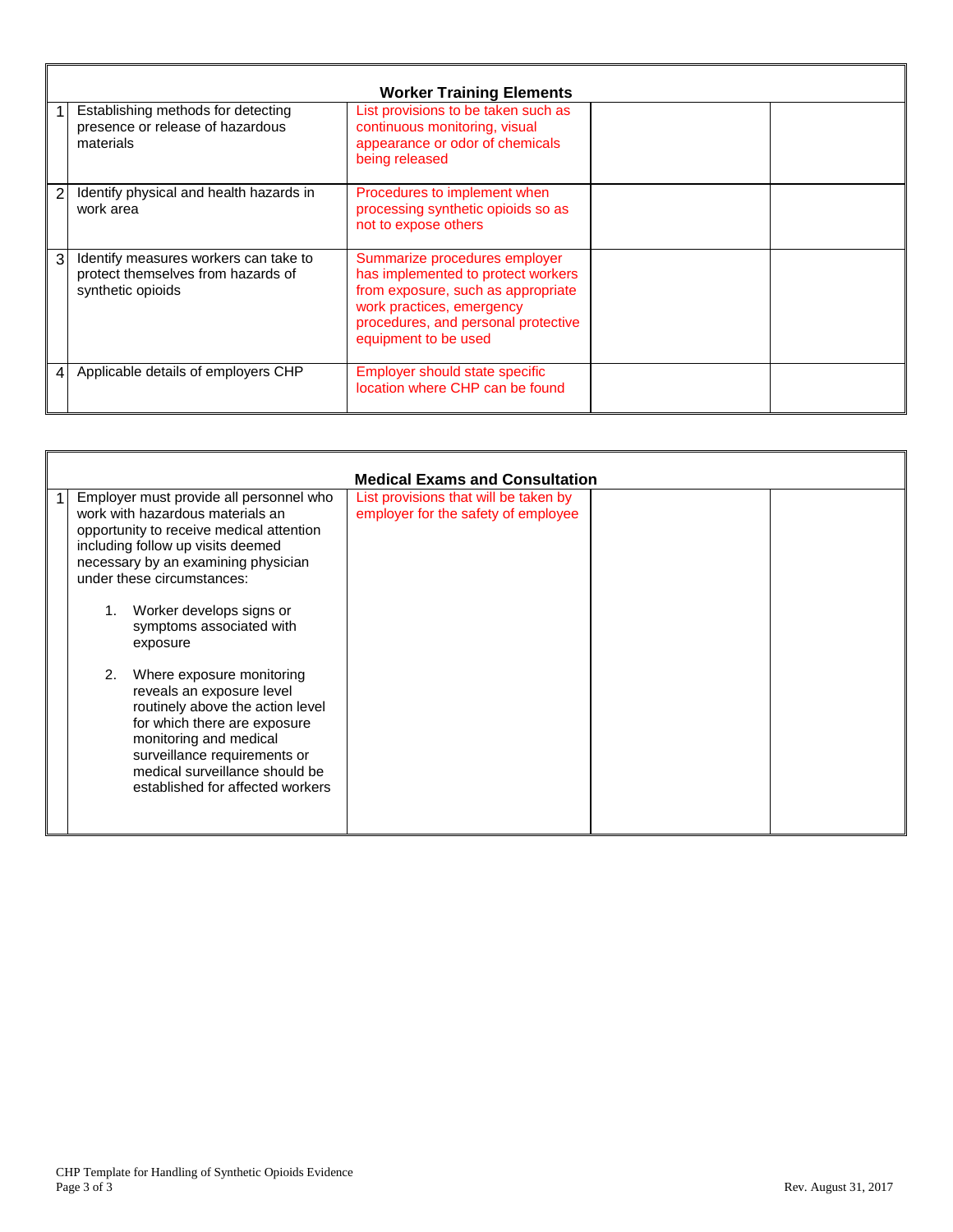| | Worker Training Elements | | | |
|---|---|---|---|---|
| 1 | Establishing methods for detecting presence or release of hazardous materials | List provisions to be taken such as continuous monitoring, visual appearance or odor of chemicals being released | | |
| 2 | Identify physical and health hazards in work area | Procedures to implement when processing synthetic opioids so as not to expose others | | |
| 3 | Identify measures workers can take to protect themselves from hazards of synthetic opioids | Summarize procedures employer has implemented to protect workers from exposure, such as appropriate work practices, emergency procedures, and personal protective equipment to be used | | |
| 4 | Applicable details of employers CHP | Employer should state specific location where CHP can be found | | |

| | Medical Exams and Consultation | | | |
|---|---|---|---|---|
| 1 | Employer must provide all personnel who work with hazardous materials an opportunity to receive medical attention including follow up visits deemed necessary by an examining physician under these circumstances:<br><br>1. Worker develops signs or symptoms associated with exposure<br><br>2. Where exposure monitoring reveals an exposure level routinely above the action level for which there are exposure monitoring and medical surveillance requirements or medical surveillance should be established for affected workers | List provisions that will be taken by employer for the safety of employee | | |